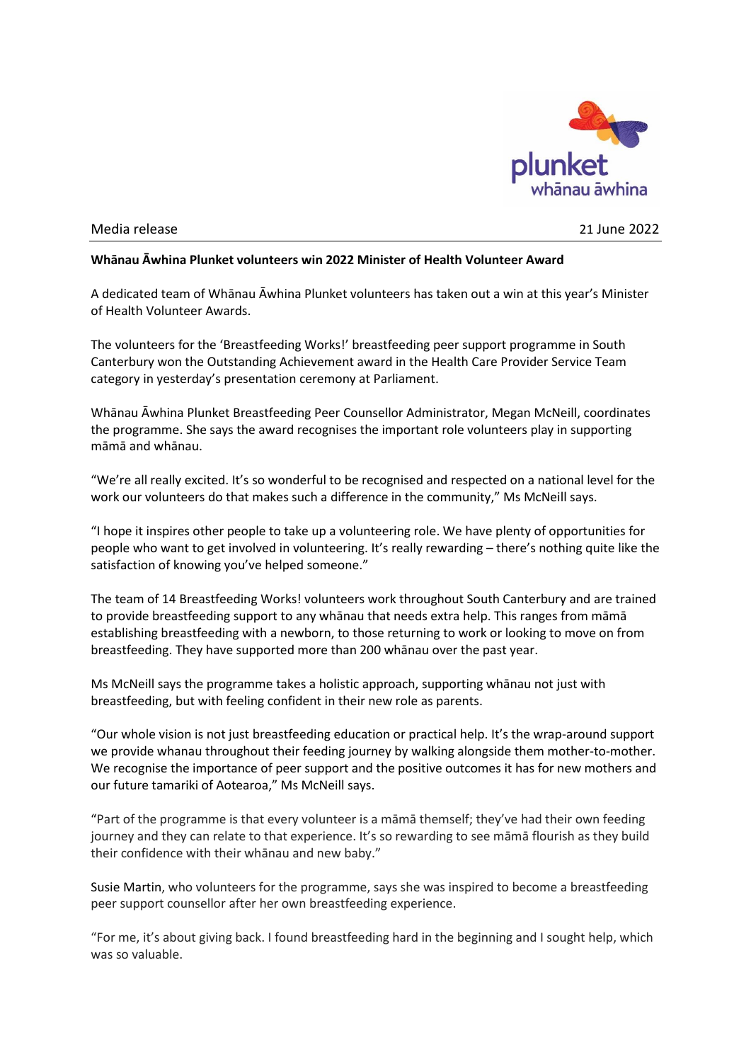plunket
whānau āwhina

Media release 21 June 2022

**Whānau Āwhina Plunket volunteers win 2022 Minister of Health Volunteer Award**

A dedicated team of Whānau Āwhina Plunket volunteers has taken out a win at this year's Minister of Health Volunteer Awards.

The volunteers for the 'Breastfeeding Works!' breastfeeding peer support programme in South Canterbury won the Outstanding Achievement award in the Health Care Provider Service Team category in yesterday's presentation ceremony at Parliament.

Whānau Āwhina Plunket Breastfeeding Peer Counsellor Administrator, Megan McNeill, coordinates the programme. She says the award recognises the important role volunteers play in supporting māmā and whānau.

"We're all really excited. It's so wonderful to be recognised and respected on a national level for the work our volunteers do that makes such a difference in the community," Ms McNeill says.

"I hope it inspires other people to take up a volunteering role. We have plenty of opportunities for people who want to get involved in volunteering. It's really rewarding – there's nothing quite like the satisfaction of knowing you've helped someone."

The team of 14 Breastfeeding Works! volunteers work throughout South Canterbury and are trained to provide breastfeeding support to any whānau that needs extra help. This ranges from māmā establishing breastfeeding with a newborn, to those returning to work or looking to move on from breastfeeding. They have supported more than 200 whānau over the past year.

Ms McNeill says the programme takes a holistic approach, supporting whānau not just with breastfeeding, but with feeling confident in their new role as parents.

"Our whole vision is not just breastfeeding education or practical help. It's the wrap-around support we provide whanau throughout their feeding journey by walking alongside them mother-to-mother. We recognise the importance of peer support and the positive outcomes it has for new mothers and our future tamariki of Aotearoa," Ms McNeill says.

"Part of the programme is that every volunteer is a māmā themself; they've had their own feeding journey and they can relate to that experience. It's so rewarding to see māmā flourish as they build their confidence with their whānau and new baby."

Susie Martin, who volunteers for the programme, says she was inspired to become a breastfeeding peer support counsellor after her own breastfeeding experience.

"For me, it's about giving back. I found breastfeeding hard in the beginning and I sought help, which was so valuable.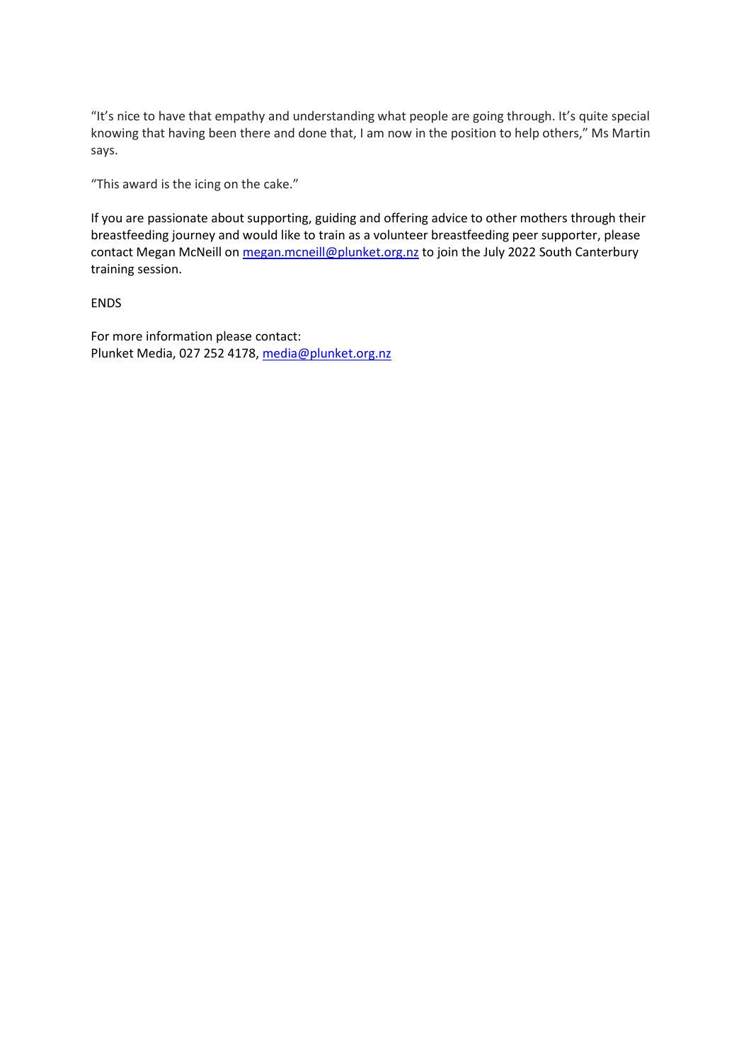"It's nice to have that empathy and understanding what people are going through. It's quite special knowing that having been there and done that, I am now in the position to help others," Ms Martin says.

"This award is the icing on the cake."

If you are passionate about supporting, guiding and offering advice to other mothers through their breastfeeding journey and would like to train as a volunteer breastfeeding peer supporter, please contact Megan McNeill on megan.mcneill@plunket.org.nz to join the July 2022 South Canterbury training session.

ENDS

For more information please contact:
Plunket Media, 027 252 4178, media@plunket.org.nz